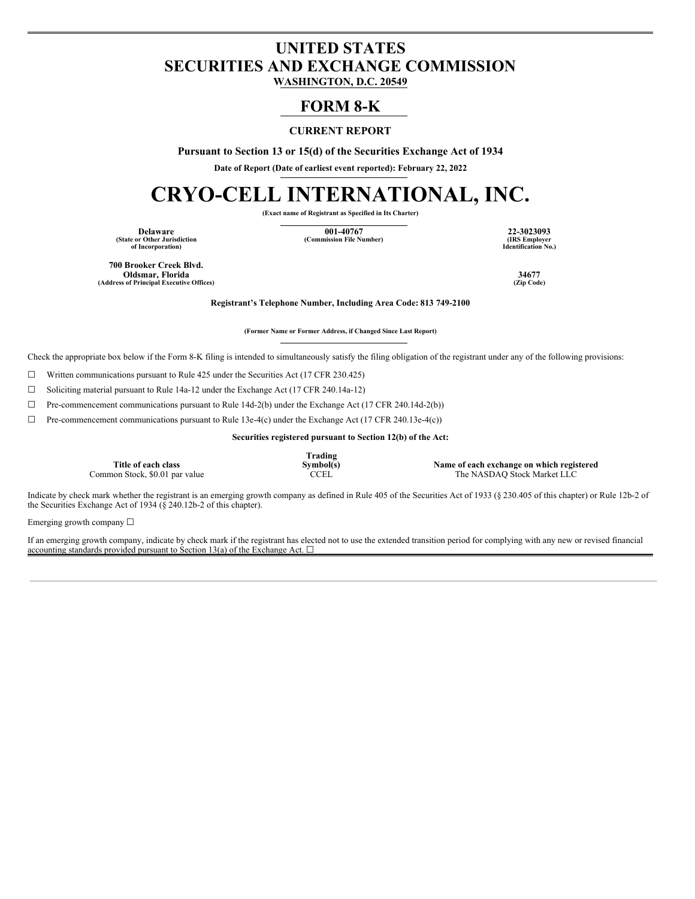# UNITED STATES
# SECURITIES AND EXCHANGE COMMISSION

**WASHINGTON, D.C. 20549**

## FORM 8-K

**CURRENT REPORT**

**Pursuant to Section 13 or 15(d) of the Securities Exchange Act of 1934**

**Date of Report (Date of earliest event reported): February 22, 2022**

# CRYO-CELL INTERNATIONAL, INC.

**(Exact name of Registrant as Specified in Its Charter)**

| **Delaware** | **001-40767** | **22-3023093** |
|---|---|---|
| (State or Other Jurisdiction of Incorporation) | (Commission File Number) | (IRS Employer Identification No.) |

| **700 Brooker Creek Blvd. Oldsmar, Florida** | **34677** |
|---|---|
| (Address of Principal Executive Offices) | (Zip Code) |

**Registrant's Telephone Number, Including Area Code: 813 749-2100**

**(Former Name or Former Address, if Changed Since Last Report)**

Check the appropriate box below if the Form 8-K filing is intended to simultaneously satisfy the filing obligation of the registrant under any of the following provisions:

☐ Written communications pursuant to Rule 425 under the Securities Act (17 CFR 230.425)

☐ Soliciting material pursuant to Rule 14a-12 under the Exchange Act (17 CFR 240.14a-12)

☐ Pre-commencement communications pursuant to Rule 14d-2(b) under the Exchange Act (17 CFR 240.14d-2(b))

☐ Pre-commencement communications pursuant to Rule 13e-4(c) under the Exchange Act (17 CFR 240.13e-4(c))

**Securities registered pursuant to Section 12(b) of the Act:**

| Title of each class | Trading Symbol(s) | Name of each exchange on which registered |
|---|---|---|
| Common Stock, $0.01 par value | CCEL | The NASDAQ Stock Market LLC |

Indicate by check mark whether the registrant is an emerging growth company as defined in Rule 405 of the Securities Act of 1933 (§ 230.405 of this chapter) or Rule 12b-2 of the Securities Exchange Act of 1934 (§ 240.12b-2 of this chapter).

Emerging growth company ☐

If an emerging growth company, indicate by check mark if the registrant has elected not to use the extended transition period for complying with any new or revised financial accounting standards provided pursuant to Section 13(a) of the Exchange Act. ☐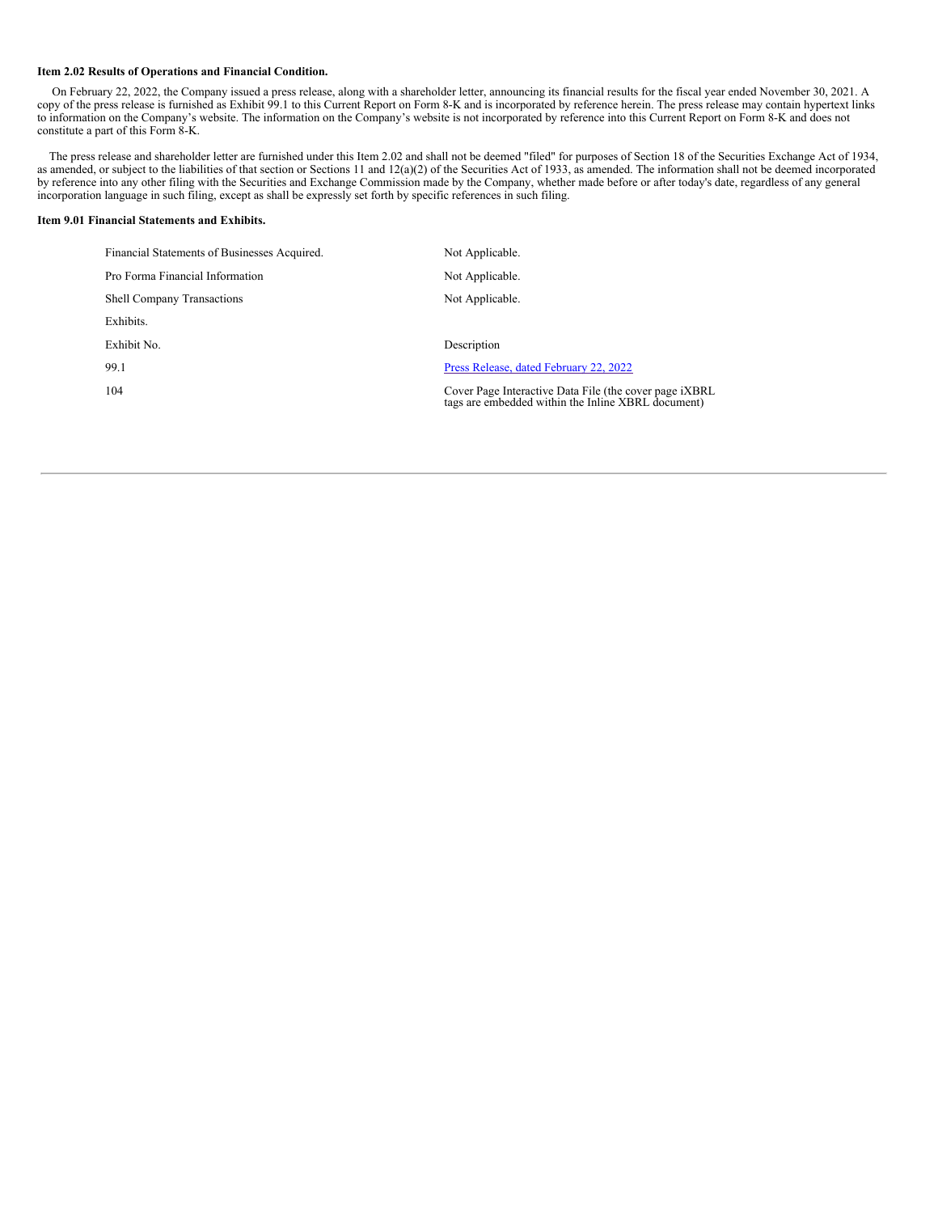**Item 2.02 Results of Operations and Financial Condition.**

On February 22, 2022, the Company issued a press release, along with a shareholder letter, announcing its financial results for the fiscal year ended November 30, 2021. A copy of the press release is furnished as Exhibit 99.1 to this Current Report on Form 8-K and is incorporated by reference herein. The press release may contain hypertext links to information on the Company's website. The information on the Company's website is not incorporated by reference into this Current Report on Form 8-K and does not constitute a part of this Form 8-K.

The press release and shareholder letter are furnished under this Item 2.02 and shall not be deemed "filed" for purposes of Section 18 of the Securities Exchange Act of 1934, as amended, or subject to the liabilities of that section or Sections 11 and 12(a)(2) of the Securities Act of 1933, as amended. The information shall not be deemed incorporated by reference into any other filing with the Securities and Exchange Commission made by the Company, whether made before or after today's date, regardless of any general incorporation language in such filing, except as shall be expressly set forth by specific references in such filing.

**Item 9.01 Financial Statements and Exhibits.**

| | |
|---|---|
| Financial Statements of Businesses Acquired. | Not Applicable. |
| Pro Forma Financial Information | Not Applicable. |
| Shell Company Transactions | Not Applicable. |
| Exhibits. | |
| Exhibit No. | Description |
| 99.1 | Press Release, dated February 22, 2022 |
| 104 | Cover Page Interactive Data File (the cover page iXBRL tags are embedded within the Inline XBRL document) |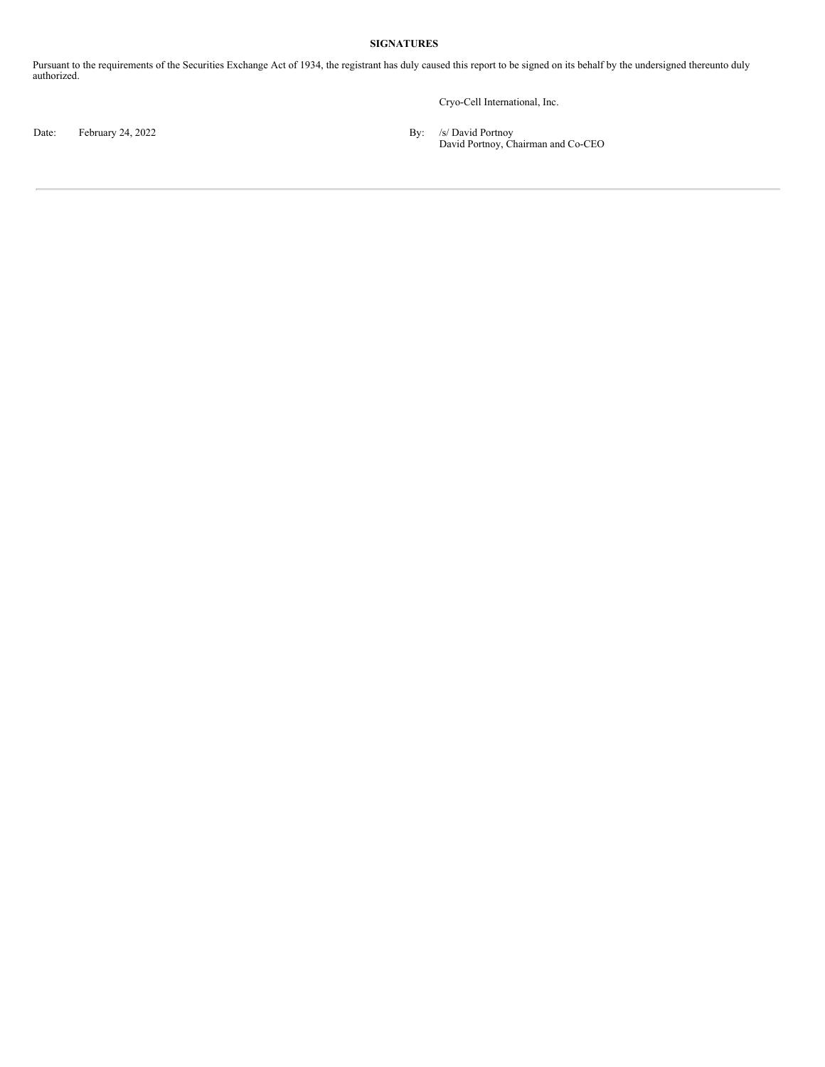**SIGNATURES**

Pursuant to the requirements of the Securities Exchange Act of 1934, the registrant has duly caused this report to be signed on its behalf by the undersigned thereunto duly authorized.

Cryo-Cell International, Inc.

Date: February 24, 2022

By: /s/ David Portnoy
David Portnoy, Chairman and Co-CEO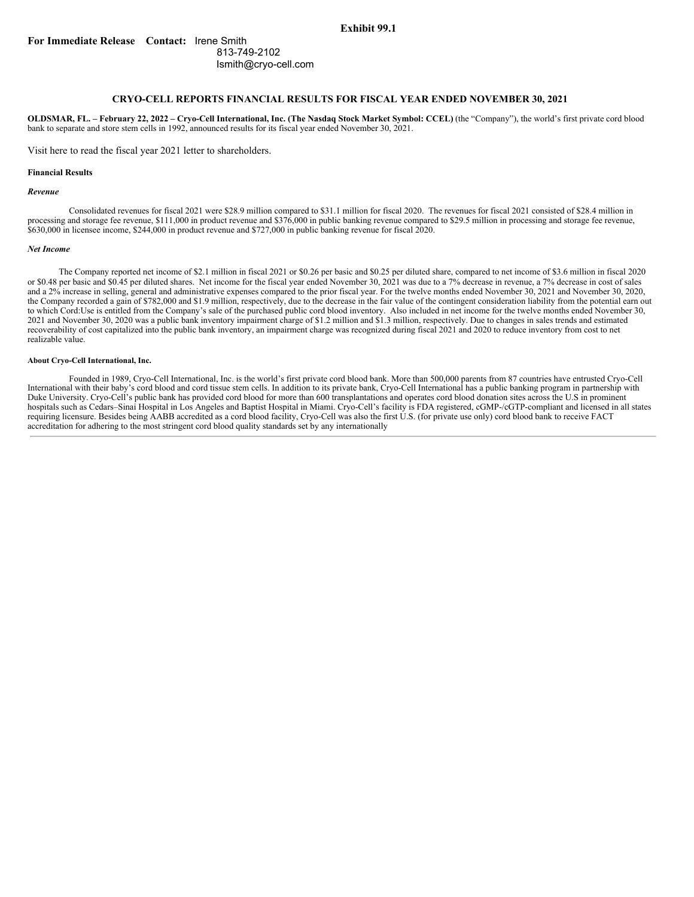**Exhibit 99.1**

**For Immediate Release Contact:** Irene Smith
813-749-2102
Ismith@cryo-cell.com

## CRYO-CELL REPORTS FINANCIAL RESULTS FOR FISCAL YEAR ENDED NOVEMBER 30, 2021

**OLDSMAR, FL. – February 22, 2022 – Cryo-Cell International, Inc. (The Nasdaq Stock Market Symbol: CCEL)** (the "Company"), the world's first private cord blood bank to separate and store stem cells in 1992, announced results for its fiscal year ended November 30, 2021.

Visit here to read the fiscal year 2021 letter to shareholders.

**Financial Results**

***Revenue***

Consolidated revenues for fiscal 2021 were $28.9 million compared to $31.1 million for fiscal 2020. The revenues for fiscal 2021 consisted of $28.4 million in processing and storage fee revenue, $111,000 in product revenue and $376,000 in public banking revenue compared to $29.5 million in processing and storage fee revenue, $630,000 in licensee income, $244,000 in product revenue and $727,000 in public banking revenue for fiscal 2020.

***Net Income***

The Company reported net income of $2.1 million in fiscal 2021 or $0.26 per basic and $0.25 per diluted share, compared to net income of $3.6 million in fiscal 2020 or $0.48 per basic and $0.45 per diluted shares. Net income for the fiscal year ended November 30, 2021 was due to a 7% decrease in revenue, a 7% decrease in cost of sales and a 2% increase in selling, general and administrative expenses compared to the prior fiscal year. For the twelve months ended November 30, 2021 and November 30, 2020, the Company recorded a gain of $782,000 and $1.9 million, respectively, due to the decrease in the fair value of the contingent consideration liability from the potential earn out to which Cord:Use is entitled from the Company's sale of the purchased public cord blood inventory. Also included in net income for the twelve months ended November 30, 2021 and November 30, 2020 was a public bank inventory impairment charge of $1.2 million and $1.3 million, respectively. Due to changes in sales trends and estimated recoverability of cost capitalized into the public bank inventory, an impairment charge was recognized during fiscal 2021 and 2020 to reduce inventory from cost to net realizable value.

**About Cryo-Cell International, Inc.**

Founded in 1989, Cryo-Cell International, Inc. is the world's first private cord blood bank. More than 500,000 parents from 87 countries have entrusted Cryo-Cell International with their baby's cord blood and cord tissue stem cells. In addition to its private bank, Cryo-Cell International has a public banking program in partnership with Duke University. Cryo-Cell's public bank has provided cord blood for more than 600 transplantations and operates cord blood donation sites across the U.S in prominent hospitals such as Cedars–Sinai Hospital in Los Angeles and Baptist Hospital in Miami. Cryo-Cell's facility is FDA registered, cGMP-/cGTP-compliant and licensed in all states requiring licensure. Besides being AABB accredited as a cord blood facility, Cryo-Cell was also the first U.S. (for private use only) cord blood bank to receive FACT accreditation for adhering to the most stringent cord blood quality standards set by any internationally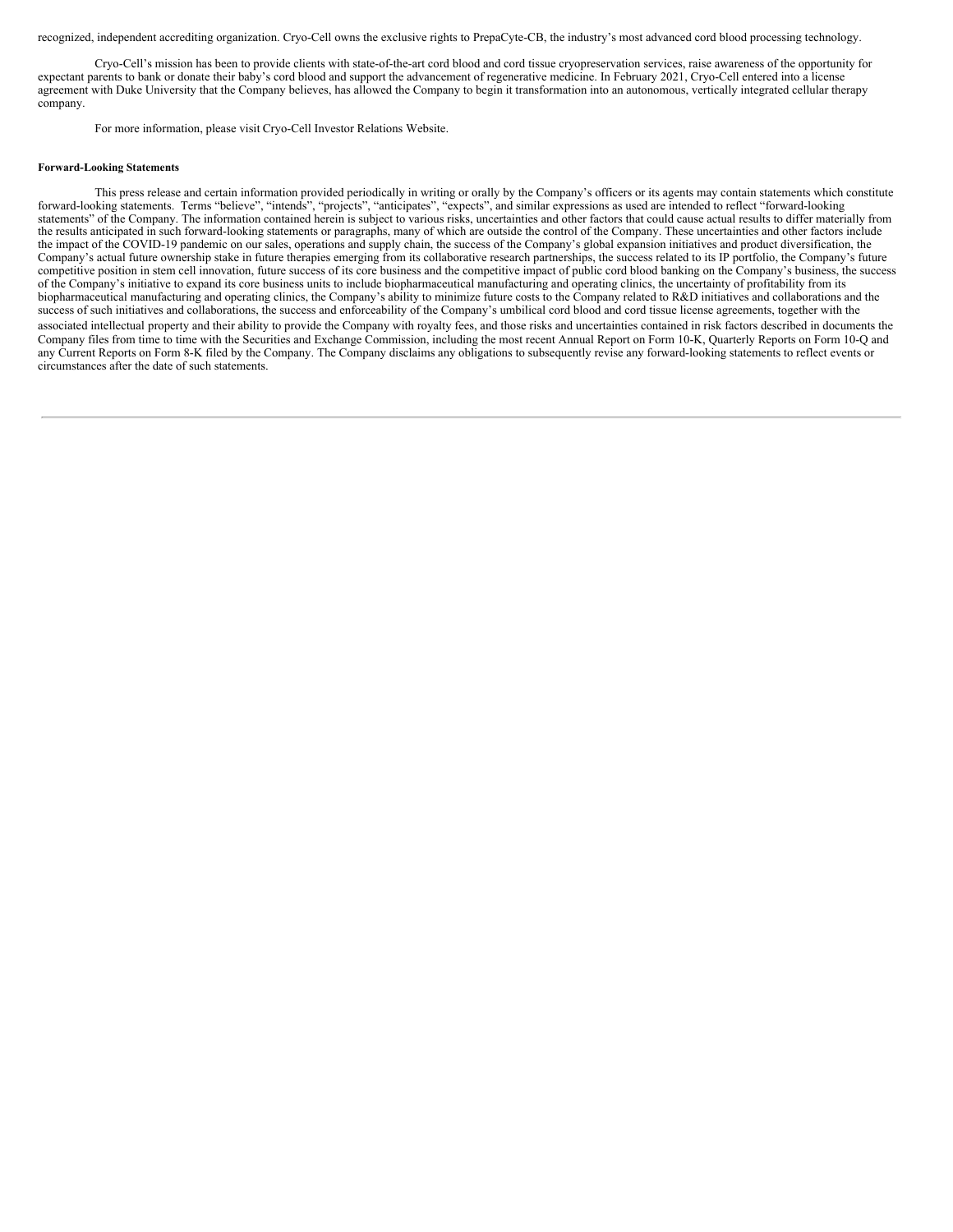recognized, independent accrediting organization. Cryo-Cell owns the exclusive rights to PrepaCyte-CB, the industry's most advanced cord blood processing technology.

Cryo-Cell's mission has been to provide clients with state-of-the-art cord blood and cord tissue cryopreservation services, raise awareness of the opportunity for expectant parents to bank or donate their baby's cord blood and support the advancement of regenerative medicine. In February 2021, Cryo-Cell entered into a license agreement with Duke University that the Company believes, has allowed the Company to begin it transformation into an autonomous, vertically integrated cellular therapy company.

For more information, please visit Cryo-Cell Investor Relations Website.

**Forward-Looking Statements**

This press release and certain information provided periodically in writing or orally by the Company's officers or its agents may contain statements which constitute forward-looking statements. Terms "believe", "intends", "projects", "anticipates", "expects", and similar expressions as used are intended to reflect "forward-looking statements" of the Company. The information contained herein is subject to various risks, uncertainties and other factors that could cause actual results to differ materially from the results anticipated in such forward-looking statements or paragraphs, many of which are outside the control of the Company. These uncertainties and other factors include the impact of the COVID-19 pandemic on our sales, operations and supply chain, the success of the Company's global expansion initiatives and product diversification, the Company's actual future ownership stake in future therapies emerging from its collaborative research partnerships, the success related to its IP portfolio, the Company's future competitive position in stem cell innovation, future success of its core business and the competitive impact of public cord blood banking on the Company's business, the success of the Company's initiative to expand its core business units to include biopharmaceutical manufacturing and operating clinics, the uncertainty of profitability from its biopharmaceutical manufacturing and operating clinics, the Company's ability to minimize future costs to the Company related to R&D initiatives and collaborations and the success of such initiatives and collaborations, the success and enforceability of the Company's umbilical cord blood and cord tissue license agreements, together with the associated intellectual property and their ability to provide the Company with royalty fees, and those risks and uncertainties contained in risk factors described in documents the Company files from time to time with the Securities and Exchange Commission, including the most recent Annual Report on Form 10-K, Quarterly Reports on Form 10-Q and any Current Reports on Form 8-K filed by the Company. The Company disclaims any obligations to subsequently revise any forward-looking statements to reflect events or circumstances after the date of such statements.